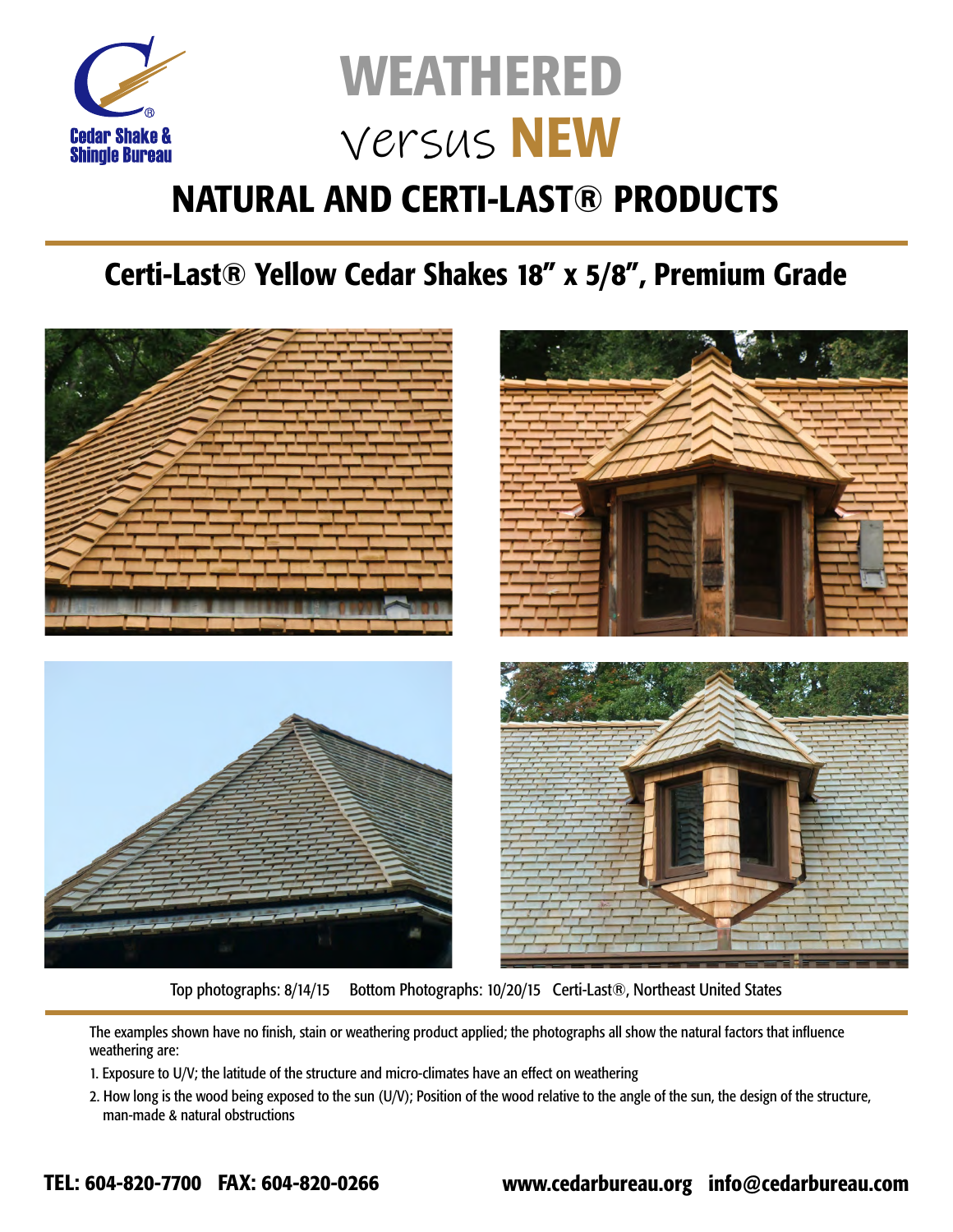Cedar Shake & Shingle Bureau

# WEATHERED versus NEW

# NATURAL AND CERTI-LAST® PRODUCTS

## Certi-Last® Yellow Cedar Shakes 18" x 5/8", Premium Grade

Top photographs: 8/14/15 Bottom Photographs: 10/20/15 Certi-Last®, Northeast United States

The examples shown have no finish, stain or weathering product applied; the photographs all show the natural factors that influence weathering are:

1. Exposure to U/V; the latitude of the structure and micro-climates have an effect on weathering
2. How long is the wood being exposed to the sun (U/V); Position of the wood relative to the angle of the sun, the design of the structure, man-made & natural obstructions

**TEL: 604-820-7700 FAX: 604-820-0266 www.cedarbureau.org info@cedarbureau.com**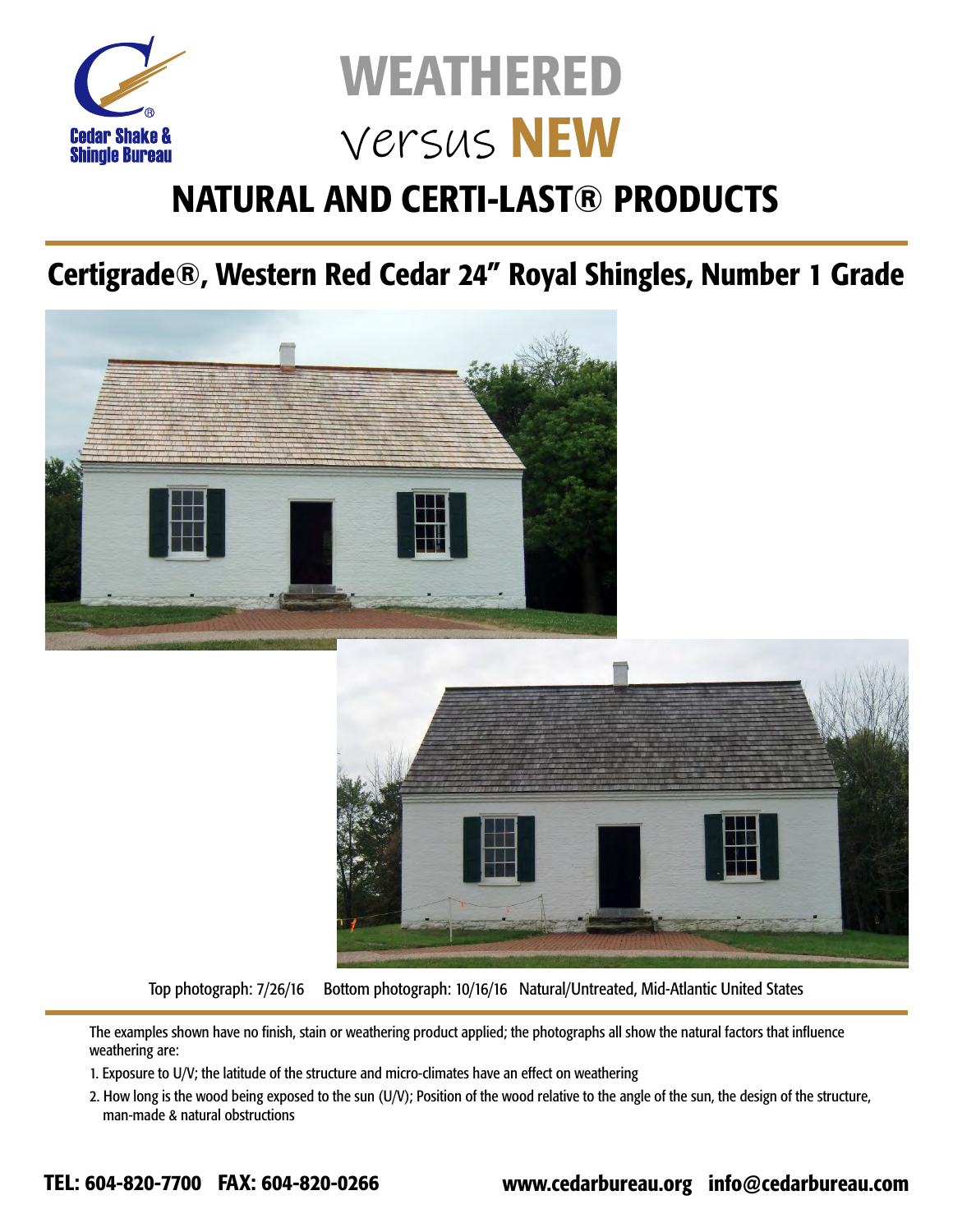Cedar Shake & Shingle Bureau

# WEATHERED Versus NEW

## NATURAL AND CERTI-LAST® PRODUCTS

## Certigrade®, Western Red Cedar 24" Royal Shingles, Number 1 Grade

Top photograph: 7/26/16 Bottom photograph: 10/16/16 Natural/Untreated, Mid-Atlantic United States

The examples shown have no finish, stain or weathering product applied; the photographs all show the natural factors that influence weathering are:

1. Exposure to U/V; the latitude of the structure and micro-climates have an effect on weathering
2. How long is the wood being exposed to the sun (U/V); Position of the wood relative to the angle of the sun, the design of the structure, man-made & natural obstructions

**TEL: 604-820-7700 FAX: 604-820-0266** **www.cedarbureau.org info@cedarbureau.com**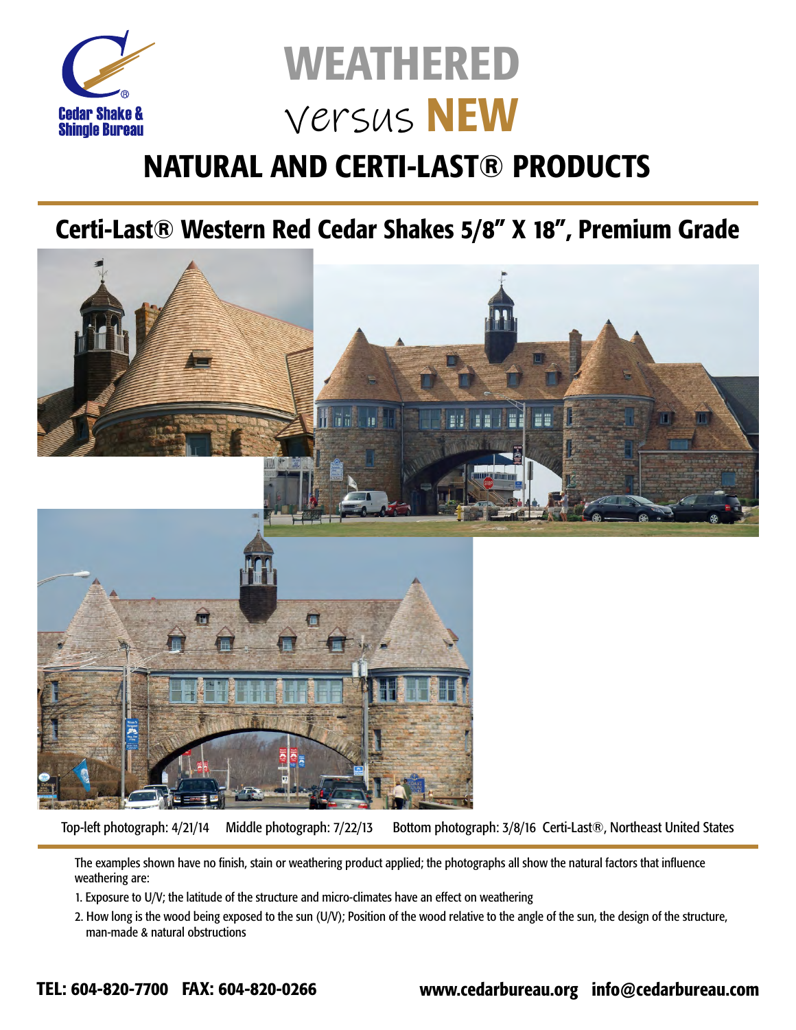Cedar Shake & Shingle Bureau

# WEATHERED versus NEW

## NATURAL AND CERTI-LAST® PRODUCTS

### Certi-Last® Western Red Cedar Shakes 5/8" X 18", Premium Grade

Top-left photograph: 4/21/14  Middle photograph: 7/22/13  Bottom photograph: 3/8/16 Certi-Last®, Northeast United States

The examples shown have no finish, stain or weathering product applied; the photographs all show the natural factors that influence weathering are:

1. Exposure to U/V; the latitude of the structure and micro-climates have an effect on weathering
2. How long is the wood being exposed to the sun (U/V); Position of the wood relative to the angle of the sun, the design of the structure, man-made & natural obstructions

**TEL: 604-820-7700 FAX: 604-820-0266** **www.cedarbureau.org info@cedarbureau.com**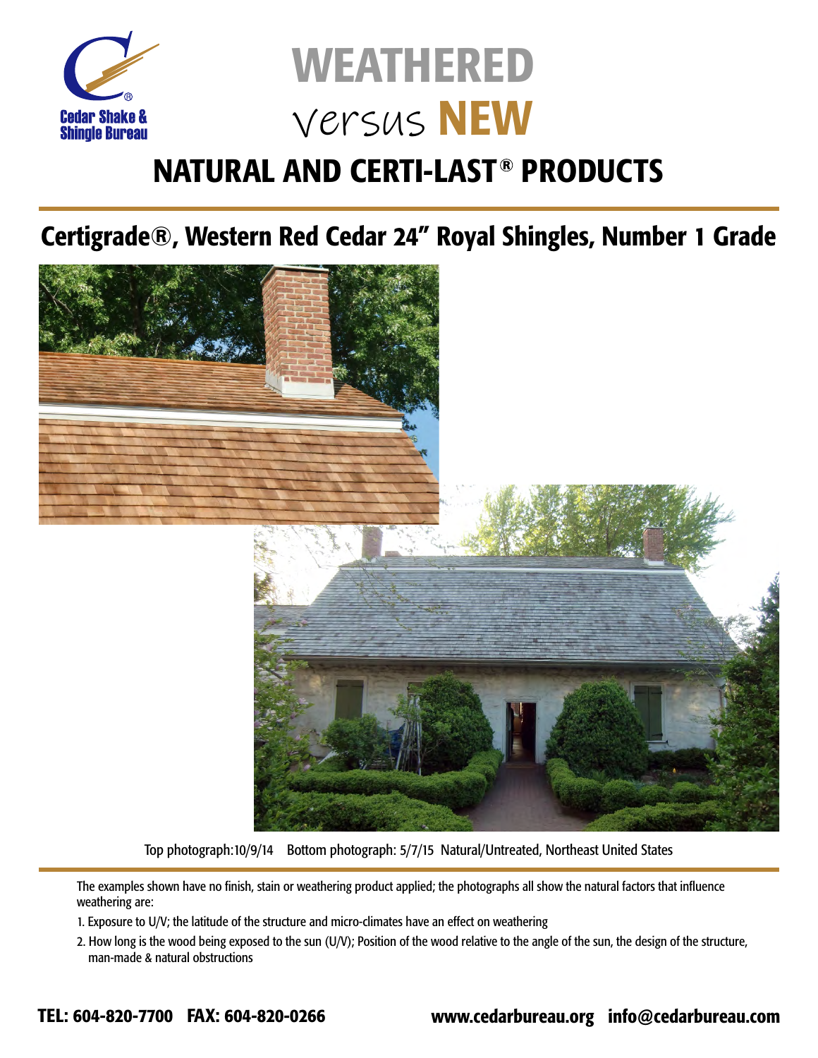Cedar Shake & Shingle Bureau

# WEATHERED versus NEW

## NATURAL AND CERTI-LAST® PRODUCTS

## Certigrade®, Western Red Cedar 24" Royal Shingles, Number 1 Grade

Top photograph:10/9/14 Bottom photograph: 5/7/15 Natural/Untreated, Northeast United States

The examples shown have no finish, stain or weathering product applied; the photographs all show the natural factors that influence weathering are:

1. Exposure to U/V; the latitude of the structure and micro-climates have an effect on weathering
2. How long is the wood being exposed to the sun (U/V); Position of the wood relative to the angle of the sun, the design of the structure, man-made & natural obstructions

**TEL: 604-820-7700 FAX: 604-820-0266** **www.cedarbureau.org info@cedarbureau.com**